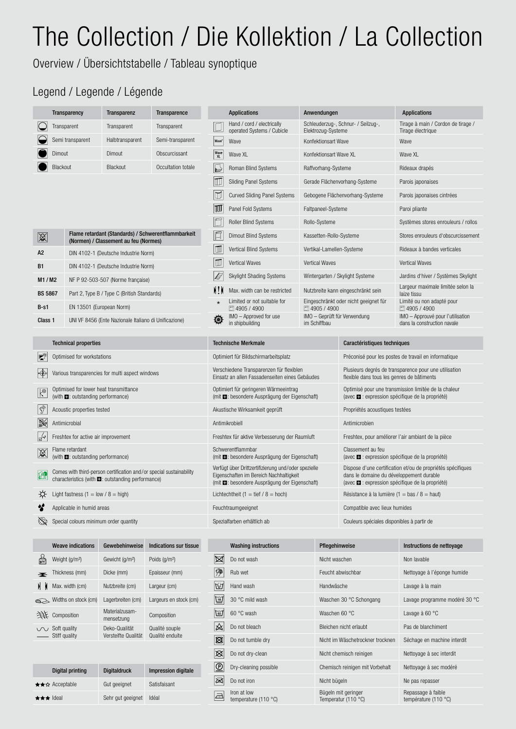# The Collection / Die Kollektion / La Collection

Overview / Übersichtstabelle / Tableau synoptique

## Legend / Legende / Légende

| Transparency | Transparenz | Transparence |
|---|---|---|
| Transparent | Transparent | Transparent |
| Semi transparent | Halbtransparent | Semi-transparent |
| Dimout | Dimout | Obscurcissant |
| Blackout | Blackout | Occultation totale |

| Applications | Anwendungen | Applications |
|---|---|---|
| Hand / cord / electrically operated Systems / Cubicle | Schleuderzug-, Schnur- / Seilzug-, Elektrozug-Systeme | Tirage à main / Cordon de tirage / Tirage électrique |
| Wave | Konfektionsart Wave | Wave |
| Wave XL | Konfektionsart Wave XL | Wave XL |
| Roman Blind Systems | Raffvorhang-Systeme | Rideaux drapés |
| Sliding Panel Systems | Gerade Flächenvorhang-Systeme | Parois japonaises |
| Curved Sliding Panel Systems | Gebogene Flächenvorhang-Systeme | Parois japonaises cintrées |
| Panel Fold Systems | Faltpaneel-Systeme | Paroi pliante |
| Roller Blind Systems | Rollo-Systeme | Systèmes stores enrouleurs / rollos |
| Dimout Blind Systems | Kassetten-Rollo-Systeme | Stores enrouleurs d'obscurcissement |
| Vertical Blind Systems | Vertikal-Lamellen-Systeme | Rideaux à bandes verticales |
| Vertical Waves | Vertical Waves | Vertical Waves |
| Skylight Shading Systems | Wintergarten / Skylight Systeme | Jardins d'hiver / Systèmes Skylight |
| Max. width can be restricted | Nutzbreite kann eingeschränkt sein | Largeur maximale limitée selon la laize tissu |
| * Limited or not suitable for 4905 / 4900 | Eingeschränkt oder nicht geeignet für 4905 / 4900 | Limité ou non adapté pour 4905 / 4900 |
| IMO – Approved for use in shipbuilding | IMO – Geprüft für Verwendung im Schiffbau | IMO – Approuvé pour l'utilisation dans la construction navale |

| | Flame retardant (Standards) / Schwerentflammbarkeit (Normen) / Classement au feu (Normes) |
|---|---|
| A2 | DIN 4102-1 (Deutsche Industrie Norm) |
| B1 | DIN 4102-1 (Deutsche Industrie Norm) |
| M1 / M2 | NF P 92-503-507 (Norme française) |
| BS 5867 | Part 2, Type B / Type C (British Standards) |
| B-s1 | EN 13501 (European Norm) |
| Class 1 | UNI VF 8456 (Ente Nazionale Italiano di Unificazione) |

| Technical properties | Technische Merkmale | Caractéristiques techniques |
|---|---|---|
| Optimised for workstations | Optimiert für Bildschirmarbeitsplatz | Préconisé pour les postes de travail en informatique |
| Various transparencies for multi aspect windows | Verschiedene Transparenzen für flexiblen Einsatz an allen Fassadenseiten eines Gebäudes | Plusieurs degrés de transparence pour une utilisation flexible dans tous les genres de bâtiments |
| Optimised for lower heat transmittance (with ■: outstanding performance) | Optimiert für geringeren Wärmeeintrag (mit ■: besondere Ausprägung der Eigenschaft) | Optimisé pour une transmission limitée de la chaleur (avec ■ : expression spécifique de la propriété) |
| Acoustic properties tested | Akustische Wirksamkeit geprüft | Propriétés acoustiques testées |
| Antimicrobial | Antimikrobiell | Antimicrobien |
| Freshtex for active air improvement | Freshtex für aktive Verbesserung der Raumluft | Freshtex, pour améliorer l'air ambiant de la pièce |
| Flame retardant (with ■: outstanding performance) | Schwerentflammbar (mit ■: besondere Ausprägung der Eigenschaft) | Classement au feu (avec ■ : expression spécifique de la propriété) |
| Comes with third-person certification and/or special sustainability characteristics (with ■: outstanding performance) | Verfügt über Drittzertifizierung und/oder spezielle Eigenschaften im Bereich Nachhaltigkeit (mit ■: besondere Ausprägung der Eigenschaft) | Dispose d'une certification et/ou de propriétés spécifiques dans le domaine du développement durable (avec ■ : expression spécifique de la propriété) |
| Light fastness (1 = low / 8 = high) | Lichtechtheit (1 = tief / 8 = hoch) | Résistance à la lumière (1 = bas / 8 = haut) |
| Applicable in humid areas | Feuchtraumgeeignet | Compatible avec lieux humides |
| Special colours minimum order quantity | Spezialfarben erhältlich ab | Couleurs spéciales disponibles à partir de |

| Weave indications | Gewebehinweise | Indications sur tissue |
|---|---|---|
| Weight (g/m²) | Gewicht (g/m²) | Poids (g/m²) |
| Thickness (mm) | Dicke (mm) | Epaisseur (mm) |
| Max. width (cm) | Nutzbreite (cm) | Largeur (cm) |
| Widths on stock (cm) | Lagerbreiten (cm) | Largeurs en stock (cm) |
| Composition | Materialzusammensetzung | Composition |
| Soft quality / Stiff quality | Deko-Qualität / Versteifte Qualität | Qualité souple / Qualité enduite |

| Digital printing | Digitaldruck | Impression digitale |
|---|---|---|
| ★★☆ Acceptable | Gut geeignet | Satisfaisant |
| ★★★ Ideal | Sehr gut geeignet | Idéal |

| Washing instructions | Pflegehinweise | Instructions de nettoyage |
|---|---|---|
| Do not wash | Nicht waschen | Non lavable |
| Rub wet | Feucht abwischbar | Nettoyage à l'éponge humide |
| Hand wash | Handwäsche | Lavage à la main |
| 30 °C mild wash | Waschen 30 °C Schongang | Lavage programme modéré 30 °C |
| 60 °C wash | Waschen 60 °C | Lavage à 60 °C |
| Do not bleach | Bleichen nicht erlaubt | Pas de blanchiment |
| Do not tumble dry | Nicht im Wäschetrockner trocknen | Séchage en machine interdit |
| Do not dry-clean | Nicht chemisch reinigen | Nettoyage à sec interdit |
| Dry-cleaning possible | Chemisch reinigen mit Vorbehalt | Nettoyage à sec modéré |
| Do not iron | Nicht bügeln | Ne pas repasser |
| Iron at low temperature (110 °C) | Bügeln mit geringer Temperatur (110 °C) | Repassage à faible température (110 °C) |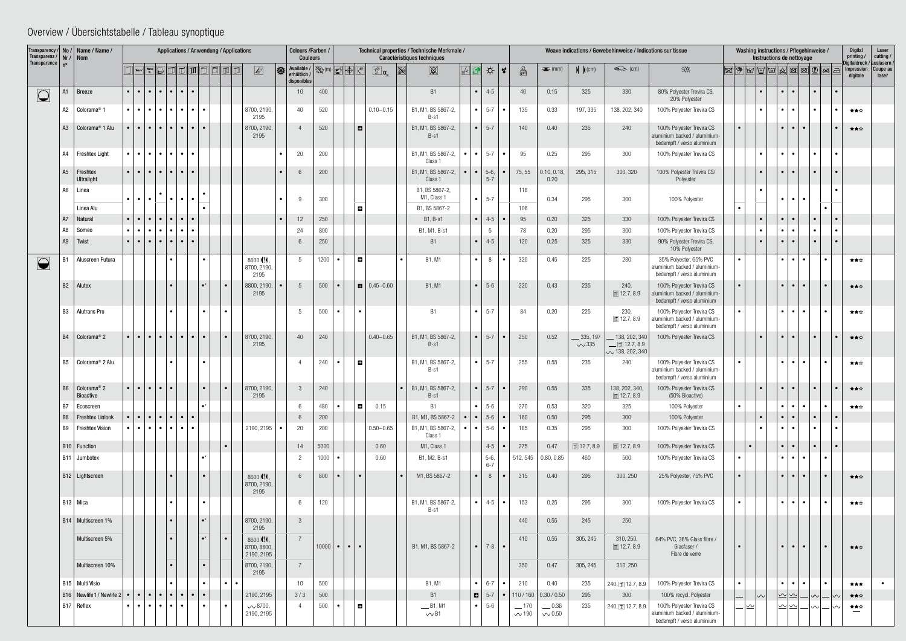# Overview / Übersichtstabelle / Tableau synoptique

| Transparency / Transparenz / Transparence | No / Nr / nº | Name / Name / Nom | Applications / Anwendung / Applications | | | | | | | | | | | | | Colours /Farben / Couleurs | | Technical properties / Technische Merkmale / Caractéristiques techniques | | | | | | | | | | Weave indications / Gewebehinweise / Indications sur tissue | | | | | Washing instructions / Pflegehinweise / Instructions de nettoyage | | | | | | | | | | | Digital printing / Digitaldruck / Impression digitale | Laser cutting / auslasern / Coupe au laser |
|---|---|---|---|---|---|---|---|---|---|---|---|---|---|---|---|---|---|---|---|---|---|---|---|---|---|---|---|---|---|---|---|---|---|---|---|---|---|---|---|---|---|---|---|---|---|
| | | | | New | New | | | | | | | | | | | Available / erhältlich / disponibles | (m) | | | | α | | | | | ☼ | | | (mm) | (cm) | (cm) | | | | | | | | | | | | | | |
| | A1 | Breeze | • | • | • | • | • | • | • | | | | | | | 10 | 400 | | | | | | B1 | | • | 4-5 | | 40 | 0.15 | 325 | 330 | 80% Polyester Trevira CS, 20% Polyester | | | | • | | • | • | | • | | • | | |
| | A2 | Colorama® 1 | • | • | • | • | • | • | • | • | • | | | 8700, 2190, 2195 | | 40 | 520 | | | | 0.10–0.15 | | B1, M1, BS 5867-2, B-s1 | | • | 5-7 | • | 135 | 0.33 | 197, 335 | 138, 202, 340 | 100% Polyester Trevira CS | | | | • | | • | • | | • | | • | ★★☆ | |
| | A3 | Colorama® 1 Alu | • | • | • | • | • | • | • | • | • | | | 8700, 2190, 2195 | | 4 | 520 | | | ■ | | | B1, M1, BS 5867-2, B-s1 | | • | 5-7 | | 140 | 0.40 | 235 | 240 | 100% Polyester Trevira CS aluminium backed / aluminium-bedampft / verso aluminium | | • | | | | • | • | • | | | • | ★★☆ | |
| | A4 | Freshtex Light | • | • | • | • | • | • | • | • | | | | | • | 20 | 200 | | | | | | B1, M1, BS 5867-2, Class 1 | • | • | 5-7 | • | 95 | 0.25 | 295 | 300 | 100% Polyester Trevira CS | | | | • | | • | • | | • | | • | | |
| | A5 | Freshtex Ultralight | • | • | • | • | • | • | • | • | | | | | • | 6 | 200 | | | | | | B1, M1, BS 5867-2, Class 1 | • | • | 5-6, 5-7 | • | 75, 55 | 0.10, 0.18, 0.20 | 295, 315 | 300, 320 | 100% Polyester Trevira CS/ Polyester | | | | • | | • | • | | • | | • | | |
| | A6 | Linea | • | • | • | • | • | • | • | • | | | | | • | 9 | 300 | | | | | | B1, BS 5867-2, M1, Class 1 | | • | 5-7 | | 118 | 0.34 | 295 | 300 | 100% Polyester | | | | • | | • | • | • | | | • | | |
| | | Linea Alu | | | | | | | | • | | | | | | | | | | ■ | | | B1, BS 5867-2 | | | | | 106 | | | | | | • | | | | | | | | • | | | |
| | A7 | Natural | • | • | • | • | • | • | • | • | | | | | • | 12 | 250 | | | | | | B1, B-s1 | | • | 4-5 | • | 95 | 0.20 | 325 | 330 | 100% Polyester Trevira CS | | | | • | | • | • | | • | | • | | |
| | A8 | Someo | • | • | • | • | • | • | • | • | | | | | | 24 | 800 | | | | | | B1, M1, B-s1 | | | 5 | | 78 | 0.20 | 295 | 300 | 100% Polyester Trevira CS | | | | • | | • | • | | • | | • | | |
| | A9 | Twist | • | • | • | • | • | • | • | • | | | | | | 6 | 250 | | | | | | B1 | | • | 4-5 | | 120 | 0.25 | 325 | 330 | 90% Polyester Trevira CS, 10% Polyester | | | | • | | • | • | | • | | • | | |
| | B1 | Aluscreen Futura | | | | | | • | | • | | | | 8600 ⁞⁞, 8700, 2190, 2195 | | 5 | 1200 | • | | ■ | | • | B1, M1 | | • | 8 | • | 320 | 0.45 | 225 | 230 | 35% Polyester, 65% PVC aluminium backed / aluminium-bedampft / verso aluminium | | • | | | | • | • | • | | • | | ★★☆ | |
| | B2 | Alutex | | | | | | • | | •* | | • | | 8800, 2190, 2195 | • | 5 | 500 | • | | ■ | 0.45–0.60 | | B1, M1 | | • | 5-6 | | 220 | 0.43 | 235 | 240, ⊓ 12.7, 8.9 | 100% Polyester Trevira CS aluminium backed / aluminium-bedampft / verso aluminium | | • | | | | • | • | • | | • | | ★★☆ | |
| | B3 | Alutrans Pro | | | | | | • | | • | • | | | | | 5 | 500 | • | | • | | | B1 | | • | 5-7 | | 84 | 0.20 | 225 | 230, ⊓ 12.7, 8.9 | 100% Polyester Trevira CS aluminium backed / aluminium-bedampft / verso aluminium | | • | | | | • | • | • | | • | | ★★☆ | |
| | B4 | Colorama® 2 | • | • | • | • | • | • | • | • | • | • | | 8700, 2190, 2195 | | 40 | 240 | | | | 0.40–0.65 | | B1, M1, BS 5867-2, B-s1 | | • | 5-7 | • | 250 | 0.52 | — 335, 197 ∿ 335 | — 138, 202, 340 — ⊓ 12.7, 8.9 ∿ 138, 202, 340 | 100% Polyester Trevira CS | | | | • | | • | • | | • | | • | ★★☆ | |
| | B5 | Colorama® 2 Alu | | | | | | • | | • | | | | | | 4 | 240 | • | | ■ | | | B1, M1, BS 5867-2, B-s1 | | • | 5-7 | | 255 | 0.55 | 235 | 240 | 100% Polyester Trevira CS aluminium backed / aluminium-bedampft / verso aluminium | | • | | | | • | • | • | | • | | ★★☆ | |
| | B6 | Colorama® 2 Bioactive | • | • | • | • | • | | | • | | • | | 8700, 2190, 2195 | | 3 | 240 | | | | | • | B1, M1, BS 5867-2, B-s1 | | • | 5-7 | • | 290 | 0.55 | 335 | 138, 202, 340, ⊓ 12.7, 8.9 | 100% Polyester Trevira CS (50% Bioactive) | | | | • | | • | • | | • | | • | ★★☆ | |
| | B7 | Ecoscreen | | | | | | | | •* | | | | | | 6 | 480 | • | | ■ | 0.15 | | B1 | | • | 5-6 | • | 270 | 0.53 | 320 | 325 | 100% Polyester | | • | | | | • | • | • | | • | | ★★☆ | |
| | B8 | Freshtex Linlook | • | • | • | • | • | • | • | • | | | | | | 6 | 200 | | | | | | B1, M1, BS 5867-2 | • | • | 5-6 | • | 160 | 0.50 | 295 | 300 | 100% Polyester | | | | • | | • | • | | • | | • | | |
| | B9 | Freshtex Vision | • | • | • | • | • | • | • | • | | | | 2190, 2195 | • | 20 | 200 | | | | 0.50–0.65 | | B1, M1, BS 5867-2, Class 1 | • | • | 5-6 | • | 185 | 0.35 | 295 | 300 | 100% Polyester Trevira CS | | | | • | | • | • | | • | | • | | |
| | B10 | Function | | | | | | | | | | • | | | | 14 | 5000 | | | | 0.60 | | M1, Class 1 | | | 4-5 | • | 275 | 0.47 | ⊓ 12.7, 8.9 | ⊓ 12.7, 8.9 | 100% Polyester Trevira CS | | | • | | | • | • | | • | | • | | |
| | B11 | Jumbotex | | | | | | | | •* | | | | | | 2 | 1000 | • | | | 0.60 | | B1, M2, B-s1 | | | 5-6, 6-7 | | 512, 545 | 0.80, 0.85 | 460 | 500 | 100% Polyester Trevira CS | | • | | | | • | • | • | | • | | | |
| | B12 | Lightscreen | | | | | | • | | • | | | | 8600 ⁞⁞, 8700, 2190, 2195 | | 6 | 800 | • | | • | | • | M1, BS 5867-2 | | • | 8 | • | 315 | 0.40 | 295 | 300, 250 | 25% Polyester, 75% PVC | | • | | | | • | • | • | | • | | ★★☆ | |
| | B13 | Mica | | | | | | • | | • | | | | | | 6 | 120 | | | | | | B1, M1, BS 5867-2, B-s1 | | • | 4-5 | • | 153 | 0.25 | 295 | 300 | 100% Polyester Trevira CS | | • | | | | • | • | • | | • | | ★★☆ | |
| | B14 | Multiscreen 1% | | | | | | • | | •* | | | | 8700, 2190, 2195 | | 3 | | | | | | | | | | | | 440 | 0.55 | 245 | 250 | | | | | | | | | | | | | | |
| | | Multiscreen 5% | | | | | | • | | •* | | • | | 8600 ⁞⁞, 8700, 8800, 2190, 2195 | | 7 | 10000 | • | • | • | | | B1, M1, BS 5867-2 | | • | 7-8 | • | 410 | 0.55 | 305, 245 | 310, 250, ⊓ 12.7, 8.9 | 64% PVC, 36% Glass fibre / Glasfaser / Fibre de verre | | • | | | | • | • | • | | • | | ★★☆ | |
| | | Multiscreen 10% | | | | | | • | | • | | | | 8700, 2190, 2195 | | 7 | | | | | | | | | | | | 350 | 0.47 | 305, 245 | 310, 250 | | | | | | | | | | | | | | |
| | B15 | Multi Visio | | | | | | • | | • | | • | • | | | 10 | 500 | | | | | | B1, M1 | | • | 6-7 | • | 210 | 0.40 | 235 | 240, ⊓ 12.7, 8.9 | 100% Polyester Trevira CS | | • | | | | • | • | • | | • | | ★★★ | • |
| | B16 | Newlife 1 / Newlife 2 | • | • | • | • | • | • | • | • | • | | | 2190, 2195 | | 3 / 3 | 500 | | | | | | B1 | | ■ | 5-7 | • | 110 / 160 | 0.30 / 0.50 | 295 | 300 | 100% recycl. Polyester | — | | ∿ | | | ∿ | ∿ | — | ∿ | — | ∿ | ★★☆ | |
| | B17 | Reflex | • | • | • | • | • | • | | • | | • | | ∿ 8700, 2190, 2195 | | 4 | 500 | • | | ■ | | | — B1, M1 ∿ B1 | | • | 5-6 | | — 170 ∿ 190 | — 0.36 ∿ 0.50 | 235 | 240, ⊓ 12.7, 8.9 | 100% Polyester Trevira CS aluminium backed / aluminium-bedampft / verso aluminium | — | ∿ | | | | ∿ | ∿ | — | ∿ | — | ∿ | ★★☆ — | |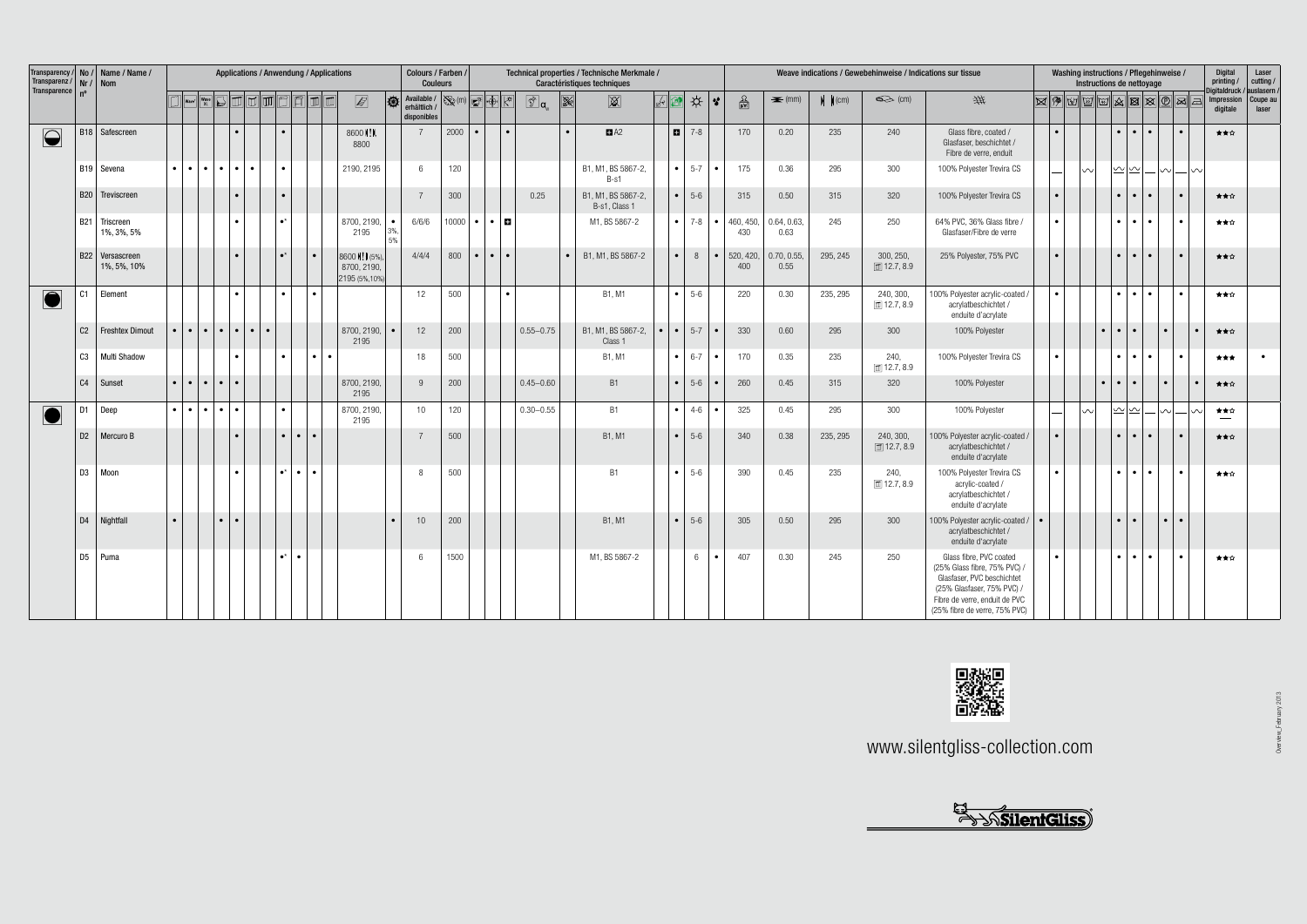| Transparency / Transparenz / Transparence | No / Nr / n° | Name / Name / Nom | Applications / Anwendung / Applications | | | | | | | | | | | | | | Colours / Farben / Couleurs | | Technical properties / Technische Merkmale / Caractéristiques techniques | | | | | | | | | | | Weave indications / Gewebehinweise / Indications sur tissue | | | | | Washing instructions / Pflegehinweise / Instructions de nettoyage | | | | | | | | | | | Digital printing / Digitaldruck / Impression digitale | Laser cutting / auslasern / Coupe au laser |
|---|---|---|---|---|---|---|---|---|---|---|---|---|---|---|---|---|---|---|---|---|---|---|---|---|---|---|---|---|---|---|---|---|---|---|---|---|---|---|---|---|---|---|---|---|---|---|---|
| | | | | Wave | Wave | | | | | | | | | | | | Available / erhältlich / disponibles | (m) | | | | | α | | | | | | | | (mm) | (cm) | (cm) | | | | | | | | | | | | | | |
| | B18 | Safescreen | | | | | | • | | | • | | | | 8600, 8800 | | 7 | 2000 | • | | • | | | • | A2 | ■ | | 7-8 | | 170 | 0.20 | 235 | 240 | Glass fibre, coated / Glasfaser, beschichtet / Fibre de verre, enduit | | • | | | | • | • | • | | • | | ★★☆ | |
| | B19 | Sevena | • | • | • | • | • | • | | | • | | | | 2190, 2195 | | 6 | 120 | | | | | | | B1, M1, BS 5867-2, B-s1 | | • | 5-7 | • | 175 | 0.36 | 295 | 300 | 100% Polyester Trevira CS | — | | | ~ | | ~~ | ~~ | — | ~ | — | ~ | | |
| | B20 | Treviscreen | | | | | | • | | | • | | | | | | 7 | 300 | | | | | 0.25 | | B1, M1, BS 5867-2, B-s1, Class 1 | | • | 5-6 | | 315 | 0.50 | 315 | 320 | 100% Polyester Trevira CS | | • | | | | • | • | • | | • | | ★★☆ | |
| | B21 | Triscreen 1%, 3%, 5% | | | | | | • | | | •* | | | | 8700, 2190, 2195 | • 3%, 5% | 6/6/6 | 10000 | • | • | ■ | | | | M1, BS 5867-2 | | • | 7-8 | • | 460, 450, 430 | 0.64, 0.63, 0.63 | 245 | 250 | 64% PVC, 36% Glass fibre / Glasfaser/Fibre de verre | | • | | | | • | • | • | | • | | ★★☆ | |
| | B22 | Versascreen 1%, 5%, 10% | | | | | | • | | | •* | | • | | 8600 (5%), 8700, 2190, 2195 (5%,10%) | | 4/4/4 | 800 | • | • | • | | | • | B1, M1, BS 5867-2 | | • | 8 | • | 520, 420, 400 | 0.70, 0.55, 0.55 | 295, 245 | 300, 250, 12.7, 8.9 | 25% Polyester, 75% PVC | | • | | | | • | • | • | | • | | ★★☆ | |
| | C1 | Element | | | | | | • | | | • | | • | | | | 12 | 500 | | | • | | | | B1, M1 | | • | 5-6 | | 220 | 0.30 | 235, 295 | 240, 300, 12.7, 8.9 | 100% Polyester acrylic-coated / acrylatbeschichtet / enduite d'acrylate | | • | | | | • | • | • | | • | | ★★☆ | |
| | C2 | Freshtex Dimout | • | • | • | • | • | • | • | | | | | | 8700, 2190, 2195 | • | 12 | 200 | | | | | 0.55–0.75 | | B1, M1, BS 5867-2, Class 1 | • | • | 5-7 | • | 330 | 0.60 | 295 | 300 | 100% Polyester | | | | | • | • | • | | • | | • | ★★☆ | |
| | C3 | Multi Shadow | | | | | | • | | | • | | • | • | | | 18 | 500 | | | | | | | B1, M1 | | • | 6-7 | • | 170 | 0.35 | 235 | 240, 12.7, 8.9 | 100% Polyester Trevira CS | | • | | | | • | • | • | | • | | ★★★ | • |
| | C4 | Sunset | • | • | • | • | • | • | | | | | | | 8700, 2190, 2195 | | 9 | 200 | | | | | 0.45–0.60 | | B1 | | • | 5-6 | • | 260 | 0.45 | 315 | 320 | 100% Polyester | | | | | • | • | • | | • | | • | ★★☆ | |
| | D1 | Deep | • | • | • | • | • | • | | | • | | | | 8700, 2190, 2195 | | 10 | 120 | | | | | 0.30–0.55 | | B1 | | • | 4-6 | • | 325 | 0.45 | 295 | 300 | 100% Polyester | — | | | ~ | | ~~ | ~~ | — | ~ | — | ~ | ★★☆ | |
| | D2 | Mercuro B | | | | | | • | | | • | • | • | | | | 7 | 500 | | | | | | | B1, M1 | | • | 5-6 | | 340 | 0.38 | 235, 295 | 240, 300, 12.7, 8.9 | 100% Polyester acrylic-coated / acrylatbeschichtet / enduite d'acrylate | | • | | | | • | • | • | | • | | ★★☆ | |
| | D3 | Moon | | | | | | • | | | •* | • | • | | | | 8 | 500 | | | | | | | B1 | | • | 5-6 | | 390 | 0.45 | 235 | 240, 12.7, 8.9 | 100% Polyester Trevira CS acrylic-coated / acrylatbeschichtet / enduite d'acrylate | | • | | | | • | • | • | | • | | ★★☆ | |
| | D4 | Nightfall | • | | | | • | • | | | | | | | | • | 10 | 200 | | | | | | | B1, M1 | | • | 5-6 | | 305 | 0.50 | 295 | 300 | 100% Polyester acrylic-coated / acrylatbeschichtet / enduite d'acrylate | • | | | | | • | • | | • | • | | | |
| | D5 | Puma | | | | | | | | | •* | • | | | | | 6 | 1500 | | | | | | | M1, BS 5867-2 | | | 6 | • | 407 | 0.30 | 245 | 250 | Glass fibre, PVC coated (25% Glass fibre, 75% PVC) / Glasfaser, PVC beschichtet (25% Glasfaser, 75% PVC) / Fibre de verre, enduit de PVC (25% fibre de verre, 75% PVC) | | • | | | | • | • | • | | • | | ★★☆ | |

www.silentgliss-collection.com

SilentGliss

Overview_February 2013